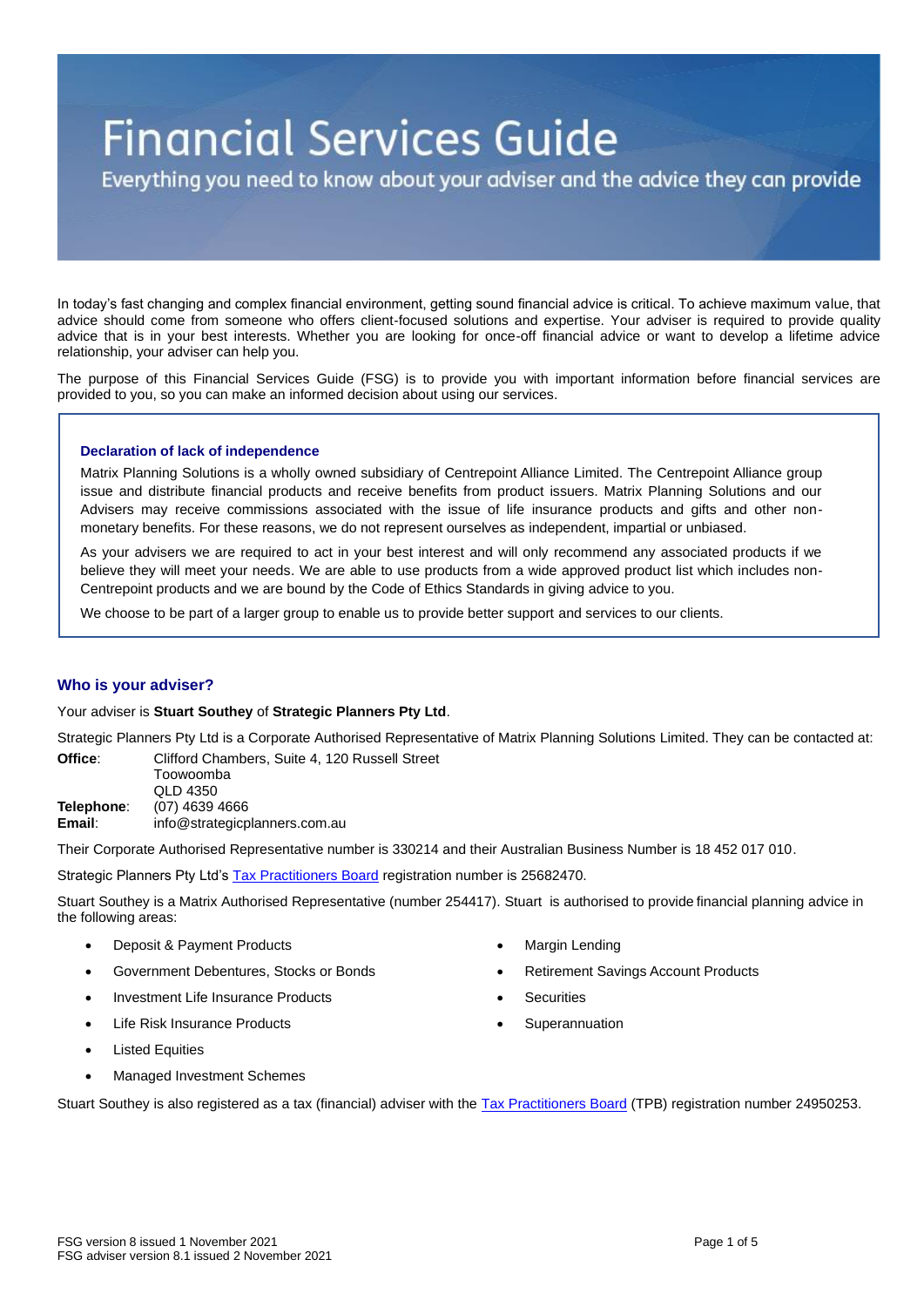# Financial Services Guide

Everything you need to know about your adviser and the advice they can provide

In today's fast changing and complex financial environment, getting sound financial advice is critical. To achieve maximum value, that advice should come from someone who offers client-focused solutions and expertise. Your adviser is required to provide quality advice that is in your best interests. Whether you are looking for once-off financial advice or want to develop a lifetime advice relationship, your adviser can help you.

The purpose of this Financial Services Guide (FSG) is to provide you with important information before financial services are provided to you, so you can make an informed decision about using our services.

### Declaration of lack of independence

Matrix Planning Solutions is a wholly owned subsidiary of Centrepoint Alliance Limited. The Centrepoint Alliance group issue and distribute financial products and receive benefits from product issuers. Matrix Planning Solutions and our Advisers may receive commissions associated with the issue of life insurance products and gifts and other non-monetary benefits. For these reasons, we do not represent ourselves as independent, impartial or unbiased.

As your advisers we are required to act in your best interest and will only recommend any associated products if we believe they will meet your needs. We are able to use products from a wide approved product list which includes non-Centrepoint products and we are bound by the Code of Ethics Standards in giving advice to you.

We choose to be part of a larger group to enable us to provide better support and services to our clients.

## Who is your adviser?

Your adviser is **Stuart Southey** of **Strategic Planners Pty Ltd**.

Strategic Planners Pty Ltd is a Corporate Authorised Representative of Matrix Planning Solutions Limited. They can be contacted at:

**Office**: Clifford Chambers, Suite 4, 120 Russell Street
Toowoomba
QLD 4350
**Telephone**: (07) 4639 4666
**Email**: info@strategicplanners.com.au

Their Corporate Authorised Representative number is 330214 and their Australian Business Number is 18 452 017 010.

Strategic Planners Pty Ltd's Tax Practitioners Board registration number is 25682470.

Stuart Southey is a Matrix Authorised Representative (number 254417). Stuart is authorised to provide financial planning advice in the following areas:

- Deposit & Payment Products
- Government Debentures, Stocks or Bonds
- Investment Life Insurance Products
- Life Risk Insurance Products
- Listed Equities
- Managed Investment Schemes
- Margin Lending
- Retirement Savings Account Products
- Securities
- Superannuation

Stuart Southey is also registered as a tax (financial) adviser with the Tax Practitioners Board (TPB) registration number 24950253.

FSG version 8 issued 1 November 2021
FSG adviser version 8.1 issued 2 November 2021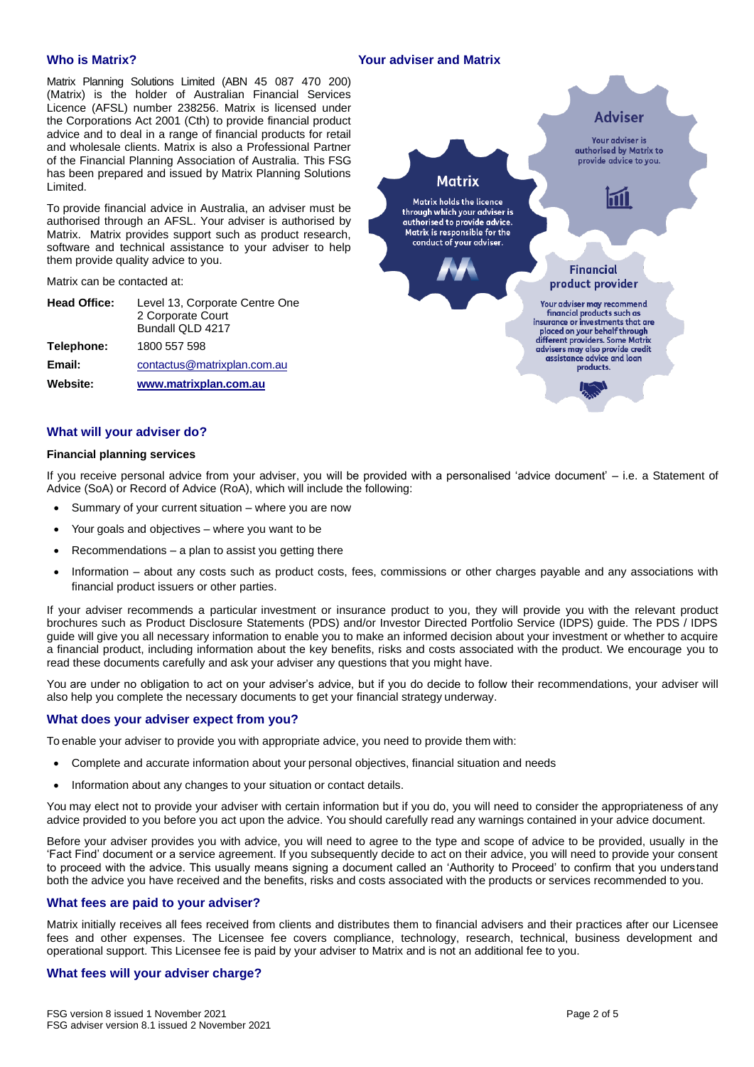## Who is Matrix?

Matrix Planning Solutions Limited (ABN 45 087 470 200) (Matrix) is the holder of Australian Financial Services Licence (AFSL) number 238256. Matrix is licensed under the Corporations Act 2001 (Cth) to provide financial product advice and to deal in a range of financial products for retail and wholesale clients. Matrix is also a Professional Partner of the Financial Planning Association of Australia. This FSG has been prepared and issued by Matrix Planning Solutions Limited.

To provide financial advice in Australia, an adviser must be authorised through an AFSL. Your adviser is authorised by Matrix. Matrix provides support such as product research, software and technical assistance to your adviser to help them provide quality advice to you.

Matrix can be contacted at:

| | |
|---|---|
| **Head Office:** | Level 13, Corporate Centre One<br>2 Corporate Court<br>Bundall QLD 4217 |
| **Telephone:** | 1800 557 598 |
| **Email:** | contactus@matrixplan.com.au |
| **Website:** | **www.matrixplan.com.au** |

## Your adviser and Matrix

**Matrix**
Matrix holds the licence through which your adviser is authorised to provide advice. Matrix is responsible for the conduct of your adviser.

**Adviser**
Your adviser is authorised by Matrix to provide advice to you.

**Financial product provider**
Your adviser may recommend financial products such as insurance or investments that are placed on your behalf through different providers. Some Matrix advisers may also provide credit assistance advice and loan products.

## What will your adviser do?

### Financial planning services

If you receive personal advice from your adviser, you will be provided with a personalised 'advice document' – i.e. a Statement of Advice (SoA) or Record of Advice (RoA), which will include the following:

- Summary of your current situation – where you are now
- Your goals and objectives – where you want to be
- Recommendations – a plan to assist you getting there
- Information – about any costs such as product costs, fees, commissions or other charges payable and any associations with financial product issuers or other parties.

If your adviser recommends a particular investment or insurance product to you, they will provide you with the relevant product brochures such as Product Disclosure Statements (PDS) and/or Investor Directed Portfolio Service (IDPS) guide. The PDS / IDPS guide will give you all necessary information to enable you to make an informed decision about your investment or whether to acquire a financial product, including information about the key benefits, risks and costs associated with the product. We encourage you to read these documents carefully and ask your adviser any questions that you might have.

You are under no obligation to act on your adviser's advice, but if you do decide to follow their recommendations, your adviser will also help you complete the necessary documents to get your financial strategy underway.

## What does your adviser expect from you?

To enable your adviser to provide you with appropriate advice, you need to provide them with:

- Complete and accurate information about your personal objectives, financial situation and needs
- Information about any changes to your situation or contact details.

You may elect not to provide your adviser with certain information but if you do, you will need to consider the appropriateness of any advice provided to you before you act upon the advice. You should carefully read any warnings contained in your advice document.

Before your adviser provides you with advice, you will need to agree to the type and scope of advice to be provided, usually in the 'Fact Find' document or a service agreement. If you subsequently decide to act on their advice, you will need to provide your consent to proceed with the advice. This usually means signing a document called an 'Authority to Proceed' to confirm that you understand both the advice you have received and the benefits, risks and costs associated with the products or services recommended to you.

## What fees are paid to your adviser?

Matrix initially receives all fees received from clients and distributes them to financial advisers and their practices after our Licensee fees and other expenses. The Licensee fee covers compliance, technology, research, technical, business development and operational support. This Licensee fee is paid by your adviser to Matrix and is not an additional fee to you.

## What fees will your adviser charge?

FSG version 8 issued 1 November 2021
FSG adviser version 8.1 issued 2 November 2021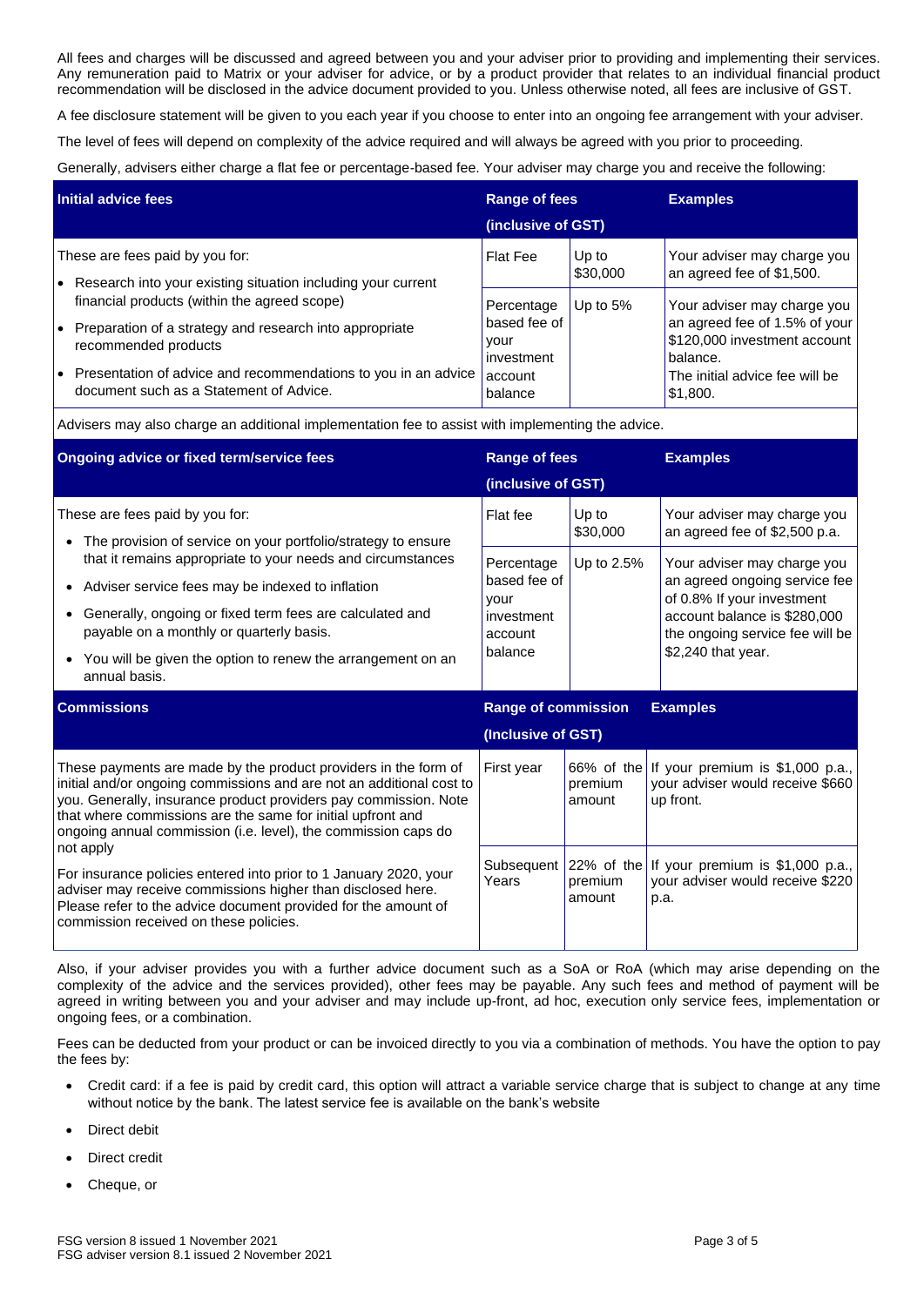All fees and charges will be discussed and agreed between you and your adviser prior to providing and implementing their services. Any remuneration paid to Matrix or your adviser for advice, or by a product provider that relates to an individual financial product recommendation will be disclosed in the advice document provided to you. Unless otherwise noted, all fees are inclusive of GST.

A fee disclosure statement will be given to you each year if you choose to enter into an ongoing fee arrangement with your adviser.

The level of fees will depend on complexity of the advice required and will always be agreed with you prior to proceeding.

Generally, advisers either charge a flat fee or percentage-based fee. Your adviser may charge you and receive the following:

| **Initial advice fees** | **Range of fees (inclusive of GST)** | | **Examples** |
|---|---|---|---|
| These are fees paid by you for:<br>• Research into your existing situation including your current financial products (within the agreed scope)<br>• Preparation of a strategy and research into appropriate recommended products<br>• Presentation of advice and recommendations to you in an advice document such as a Statement of Advice. | Flat Fee | Up to $30,000 | Your adviser may charge you an agreed fee of $1,500. |
| | Percentage based fee of your investment account balance | Up to 5% | Your adviser may charge you an agreed fee of 1.5% of your $120,000 investment account balance.<br>The initial advice fee will be $1,800. |
| Advisers may also charge an additional implementation fee to assist with implementing the advice. | | | |

| **Ongoing advice or fixed term/service fees** | **Range of fees (inclusive of GST)** | | **Examples** |
|---|---|---|---|
| These are fees paid by you for:<br>• The provision of service on your portfolio/strategy to ensure that it remains appropriate to your needs and circumstances<br>• Adviser service fees may be indexed to inflation<br>• Generally, ongoing or fixed term fees are calculated and payable on a monthly or quarterly basis.<br>• You will be given the option to renew the arrangement on an annual basis. | Flat fee | Up to $30,000 | Your adviser may charge you an agreed fee of $2,500 p.a. |
| | Percentage based fee of your investment account balance | Up to 2.5% | Your adviser may charge you an agreed ongoing service fee of 0.8% If your investment account balance is $280,000 the ongoing service fee will be $2,240 that year. |

| **Commissions** | **Range of commission (Inclusive of GST)** | | **Examples** |
|---|---|---|---|
| These payments are made by the product providers in the form of initial and/or ongoing commissions and are not an additional cost to you. Generally, insurance product providers pay commission. Note that where commissions are the same for initial upfront and ongoing annual commission (i.e. level), the commission caps do not apply | First year | 66% of the premium amount | If your premium is $1,000 p.a., your adviser would receive $660 up front. |
| For insurance policies entered into prior to 1 January 2020, your adviser may receive commissions higher than disclosed here. Please refer to the advice document provided for the amount of commission received on these policies. | Subsequent Years | 22% of the premium amount | If your premium is $1,000 p.a., your adviser would receive $220 p.a. |

Also, if your adviser provides you with a further advice document such as a SoA or RoA (which may arise depending on the complexity of the advice and the services provided), other fees may be payable. Any such fees and method of payment will be agreed in writing between you and your adviser and may include up-front, ad hoc, execution only service fees, implementation or ongoing fees, or a combination.

Fees can be deducted from your product or can be invoiced directly to you via a combination of methods. You have the option to pay the fees by:

- Credit card: if a fee is paid by credit card, this option will attract a variable service charge that is subject to change at any time without notice by the bank. The latest service fee is available on the bank's website
- Direct debit
- Direct credit
- Cheque, or

FSG version 8 issued 1 November 2021
FSG adviser version 8.1 issued 2 November 2021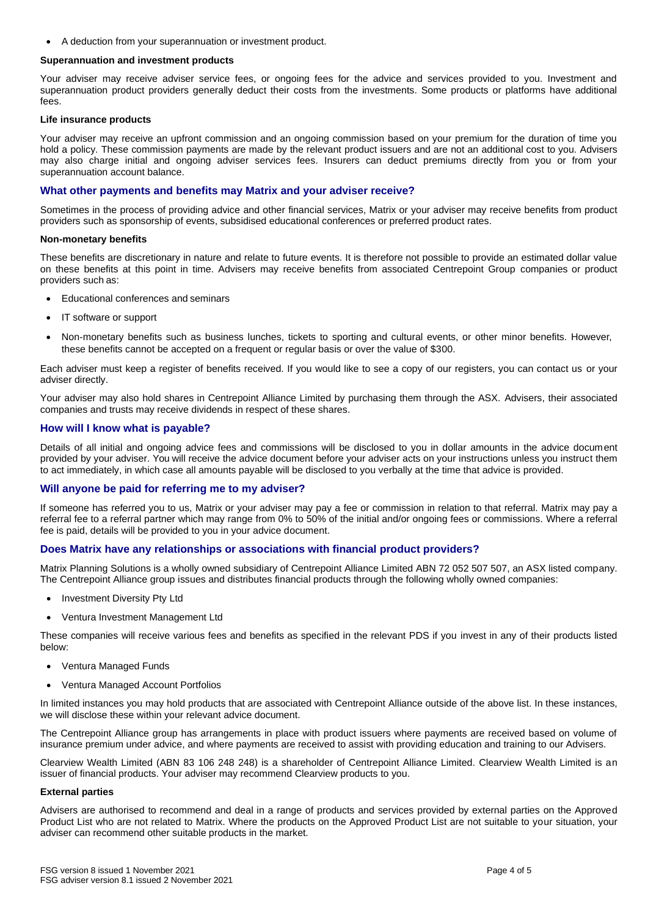- A deduction from your superannuation or investment product.

**Superannuation and investment products**

Your adviser may receive adviser service fees, or ongoing fees for the advice and services provided to you. Investment and superannuation product providers generally deduct their costs from the investments. Some products or platforms have additional fees.

**Life insurance products**

Your adviser may receive an upfront commission and an ongoing commission based on your premium for the duration of time you hold a policy. These commission payments are made by the relevant product issuers and are not an additional cost to you. Advisers may also charge initial and ongoing adviser services fees. Insurers can deduct premiums directly from you or from your superannuation account balance.

## What other payments and benefits may Matrix and your adviser receive?

Sometimes in the process of providing advice and other financial services, Matrix or your adviser may receive benefits from product providers such as sponsorship of events, subsidised educational conferences or preferred product rates.

**Non-monetary benefits**

These benefits are discretionary in nature and relate to future events. It is therefore not possible to provide an estimated dollar value on these benefits at this point in time. Advisers may receive benefits from associated Centrepoint Group companies or product providers such as:

- Educational conferences and seminars
- IT software or support
- Non-monetary benefits such as business lunches, tickets to sporting and cultural events, or other minor benefits. However, these benefits cannot be accepted on a frequent or regular basis or over the value of $300.

Each adviser must keep a register of benefits received. If you would like to see a copy of our registers, you can contact us or your adviser directly.

Your adviser may also hold shares in Centrepoint Alliance Limited by purchasing them through the ASX. Advisers, their associated companies and trusts may receive dividends in respect of these shares.

## How will I know what is payable?

Details of all initial and ongoing advice fees and commissions will be disclosed to you in dollar amounts in the advice document provided by your adviser. You will receive the advice document before your adviser acts on your instructions unless you instruct them to act immediately, in which case all amounts payable will be disclosed to you verbally at the time that advice is provided.

## Will anyone be paid for referring me to my adviser?

If someone has referred you to us, Matrix or your adviser may pay a fee or commission in relation to that referral. Matrix may pay a referral fee to a referral partner which may range from 0% to 50% of the initial and/or ongoing fees or commissions. Where a referral fee is paid, details will be provided to you in your advice document.

## Does Matrix have any relationships or associations with financial product providers?

Matrix Planning Solutions is a wholly owned subsidiary of Centrepoint Alliance Limited ABN 72 052 507 507, an ASX listed company. The Centrepoint Alliance group issues and distributes financial products through the following wholly owned companies:

- Investment Diversity Pty Ltd
- Ventura Investment Management Ltd

These companies will receive various fees and benefits as specified in the relevant PDS if you invest in any of their products listed below:

- Ventura Managed Funds
- Ventura Managed Account Portfolios

In limited instances you may hold products that are associated with Centrepoint Alliance outside of the above list. In these instances, we will disclose these within your relevant advice document.

The Centrepoint Alliance group has arrangements in place with product issuers where payments are received based on volume of insurance premium under advice, and where payments are received to assist with providing education and training to our Advisers.

Clearview Wealth Limited (ABN 83 106 248 248) is a shareholder of Centrepoint Alliance Limited. Clearview Wealth Limited is an issuer of financial products. Your adviser may recommend Clearview products to you.

**External parties**

Advisers are authorised to recommend and deal in a range of products and services provided by external parties on the Approved Product List who are not related to Matrix. Where the products on the Approved Product List are not suitable to your situation, your adviser can recommend other suitable products in the market.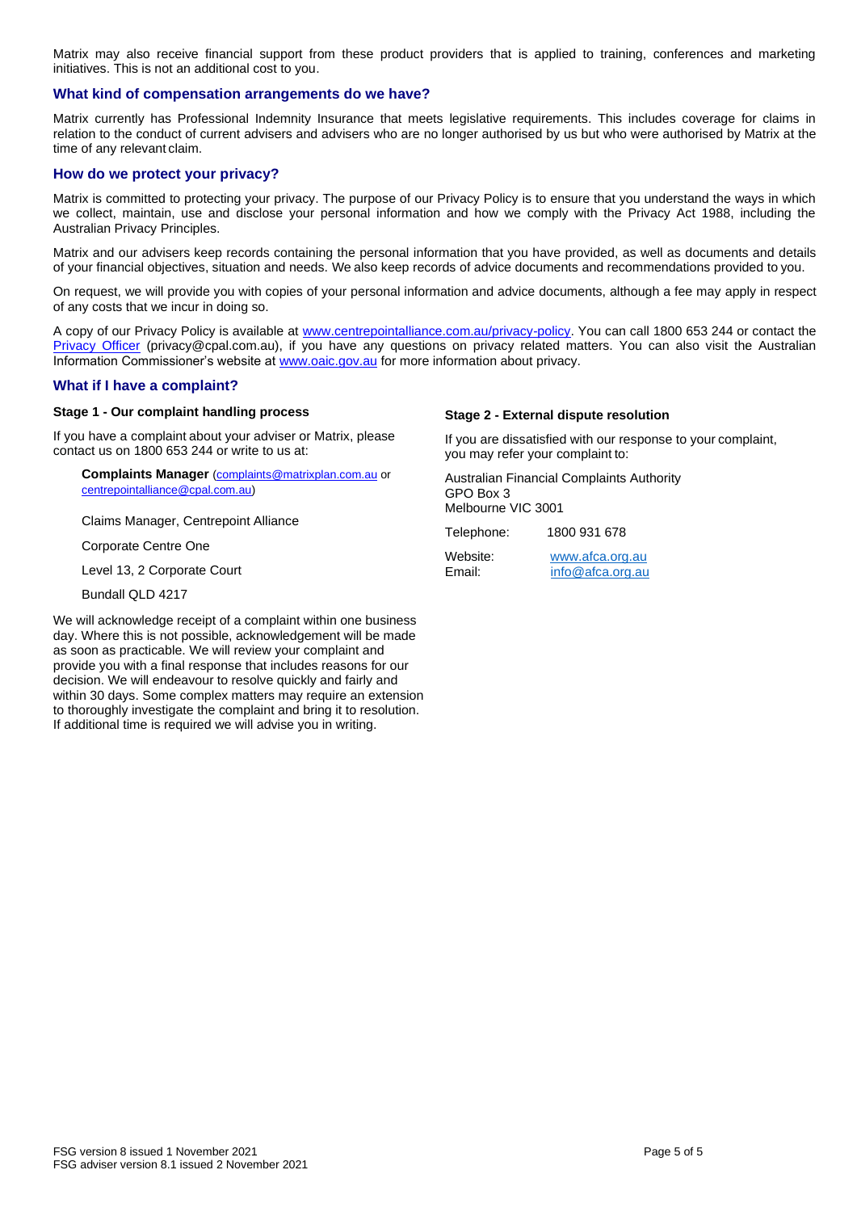Matrix may also receive financial support from these product providers that is applied to training, conferences and marketing initiatives. This is not an additional cost to you.

## What kind of compensation arrangements do we have?

Matrix currently has Professional Indemnity Insurance that meets legislative requirements. This includes coverage for claims in relation to the conduct of current advisers and advisers who are no longer authorised by us but who were authorised by Matrix at the time of any relevant claim.

## How do we protect your privacy?

Matrix is committed to protecting your privacy. The purpose of our Privacy Policy is to ensure that you understand the ways in which we collect, maintain, use and disclose your personal information and how we comply with the Privacy Act 1988, including the Australian Privacy Principles.

Matrix and our advisers keep records containing the personal information that you have provided, as well as documents and details of your financial objectives, situation and needs. We also keep records of advice documents and recommendations provided to you.

On request, we will provide you with copies of your personal information and advice documents, although a fee may apply in respect of any costs that we incur in doing so.

A copy of our Privacy Policy is available at www.centrepointalliance.com.au/privacy-policy. You can call 1800 653 244 or contact the Privacy Officer (privacy@cpal.com.au), if you have any questions on privacy related matters. You can also visit the Australian Information Commissioner's website at www.oaic.gov.au for more information about privacy.

## What if I have a complaint?

### Stage 1 - Our complaint handling process

If you have a complaint about your adviser or Matrix, please contact us on 1800 653 244 or write to us at:

**Complaints Manager** (complaints@matrixplan.com.au or centrepointalliance@cpal.com.au)

Claims Manager, Centrepoint Alliance

Corporate Centre One

Level 13, 2 Corporate Court

Bundall QLD 4217

We will acknowledge receipt of a complaint within one business day. Where this is not possible, acknowledgement will be made as soon as practicable. We will review your complaint and provide you with a final response that includes reasons for our decision. We will endeavour to resolve quickly and fairly and within 30 days. Some complex matters may require an extension to thoroughly investigate the complaint and bring it to resolution. If additional time is required we will advise you in writing.

### Stage 2 - External dispute resolution

If you are dissatisfied with our response to your complaint, you may refer your complaint to:

Australian Financial Complaints Authority
GPO Box 3
Melbourne VIC 3001

Telephone: 1800 931 678

Website: www.afca.org.au
Email: info@afca.org.au

FSG version 8 issued 1 November 2021
FSG adviser version 8.1 issued 2 November 2021